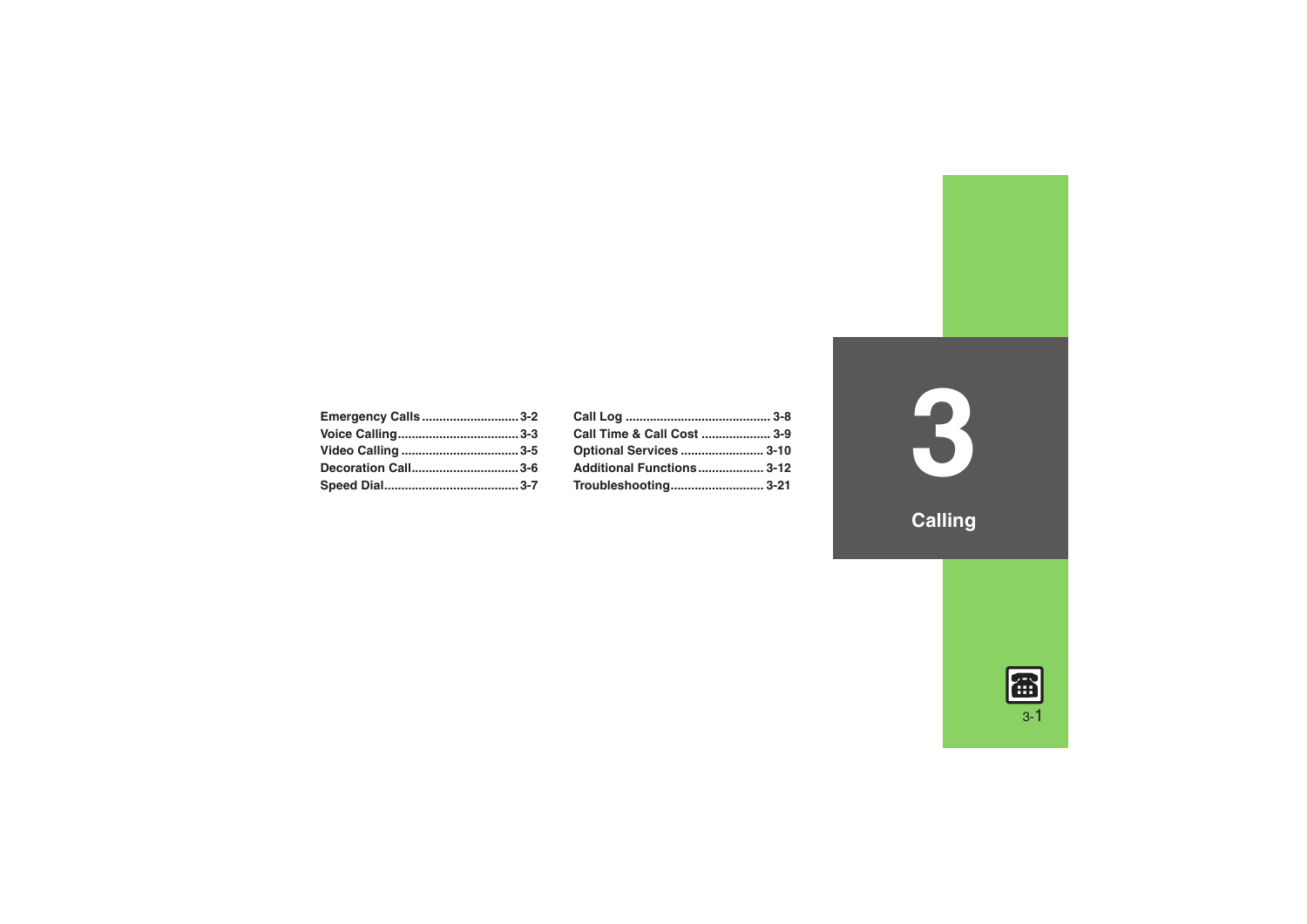# 3 Calling

| | |
|---|---|
| Emergency Calls | 3-2 |
| Voice Calling | 3-3 |
| Video Calling | 3-5 |
| Decoration Call | 3-6 |
| Speed Dial | 3-7 |
| Call Log | 3-8 |
| Call Time & Call Cost | 3-9 |
| Optional Services | 3-10 |
| Additional Functions | 3-12 |
| Troubleshooting | 3-21 |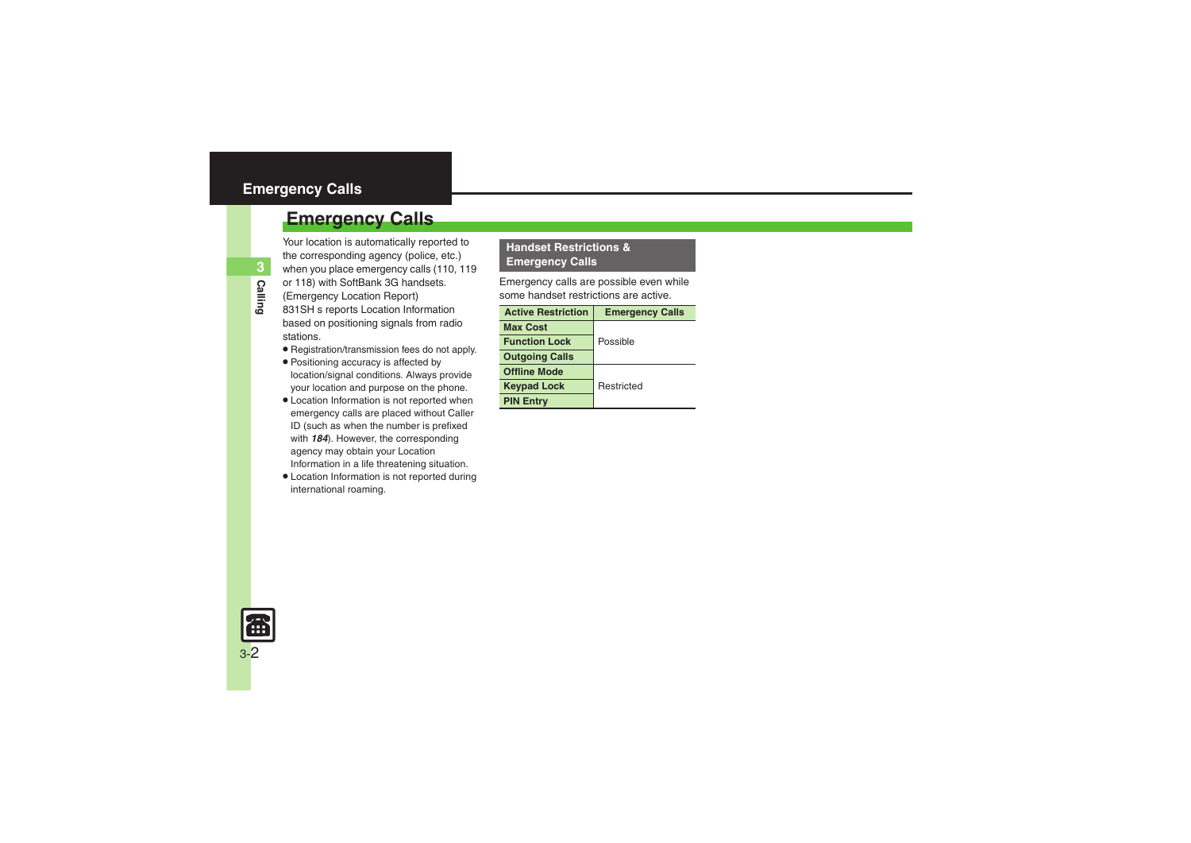# Emergency Calls

Your location is automatically reported to the corresponding agency (police, etc.) when you place emergency calls (110, 119 or 118) with SoftBank 3G handsets. (Emergency Location Report)
831SH s reports Location Information based on positioning signals from radio stations.

- Registration/transmission fees do not apply.
- Positioning accuracy is affected by location/signal conditions. Always provide your location and purpose on the phone.
- Location Information is not reported when emergency calls are placed without Caller ID (such as when the number is prefixed with ***184***). However, the corresponding agency may obtain your Location Information in a life threatening situation.
- Location Information is not reported during international roaming.

### Handset Restrictions & Emergency Calls

Emergency calls are possible even while some handset restrictions are active.

| Active Restriction | Emergency Calls |
|---|---|
| **Max Cost** | Possible |
| **Function Lock** | |
| **Outgoing Calls** | |
| **Offline Mode** | Restricted |
| **Keypad Lock** | |
| **PIN Entry** | |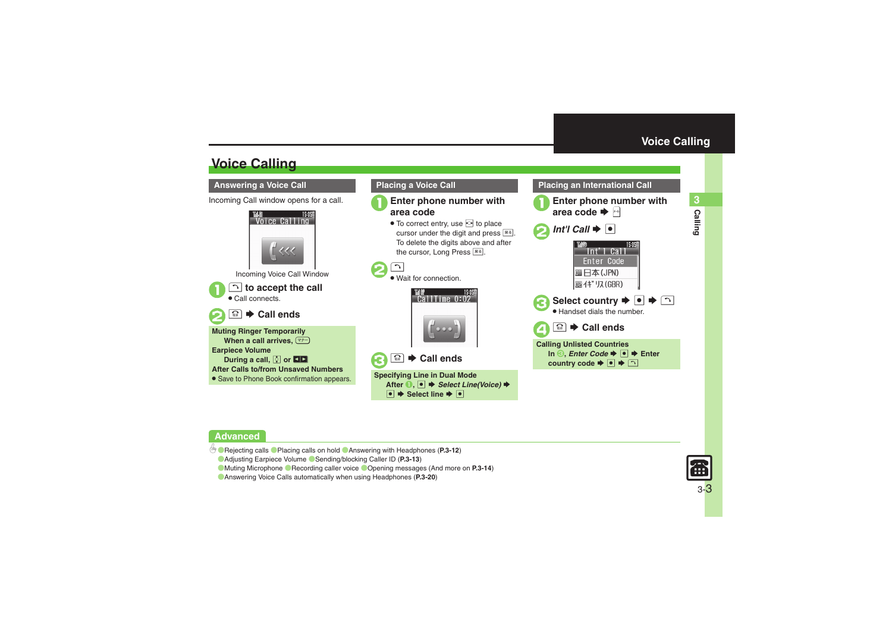# Voice Calling

## Answering a Voice Call

Incoming Call window opens for a call.

Voice Calling

Incoming Voice Call Window

1. to accept the call
   - Call connects.
2. ➡ Call ends

**Muting Ringer Temporarily**
When a call arrives,

**Earpiece Volume**
During a call, or

**After Calls to/from Unsaved Numbers**
- Save to Phone Book confirmation appears.

## Placing a Voice Call

1. Enter phone number with area code
   - To correct entry, use to place cursor under the digit and press . To delete the digits above and after the cursor, Long Press .
2. 
   - Wait for connection.

CallTime 0:02

3. ➡ Call ends

**Specifying Line in Dual Mode**
After 1, ➡ *Select Line(Voice)* ➡ ➡ Select line ➡

## Placing an International Call

1. Enter phone number with area code ➡
2. *Int'l Call* ➡

Int'l Call
Enter Code
01 日本(JPN)
02 ｲｷﾞﾘｽ(GBR)

3. Select country ➡ ➡
   - Handset dials the number.
4. ➡ Call ends

**Calling Unlisted Countries**
In 3, *Enter Code* ➡ ➡ Enter country code ➡ ➡

## Advanced

- Rejecting calls
- Placing calls on hold
- Answering with Headphones (**P.3-12**)
- Adjusting Earpiece Volume
- Sending/blocking Caller ID (**P.3-13**)
- Muting Microphone
- Recording caller voice
- Opening messages (And more on **P.3-14**)
- Answering Voice Calls automatically when using Headphones (**P.3-20**)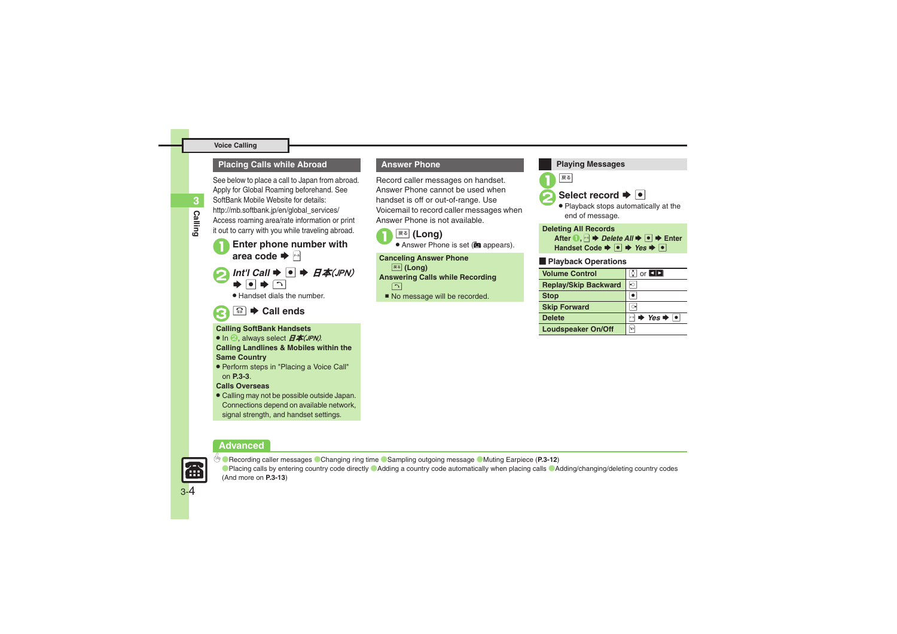## Placing Calls while Abroad

See below to place a call to Japan from abroad. Apply for Global Roaming beforehand. See SoftBank Mobile Website for details:
http://mb.softbank.jp/en/global_services/
Access roaming area/rate information or print it out to carry with you while traveling abroad.

1. **Enter phone number with area code** ➡ 
2. ***Int'l Call*** ➡ ● ➡ ***日本(JPN)*** ➡ ● ➡ 
   - Handset dials the number.
3. ➡ **Call ends**

**Calling SoftBank Handsets**
- In 2, always select *日本(JPN)*.

**Calling Landlines & Mobiles within the Same Country**
- Perform steps in "Placing a Voice Call" on **P.3-3**.

**Calls Overseas**
- Calling may not be possible outside Japan. Connections depend on available network, signal strength, and handset settings.

## Answer Phone

Record caller messages on handset. Answer Phone cannot be used when handset is off or out-of-range. Use Voicemail to record caller messages when Answer Phone is not available.

1. 戻る **(Long)**
   - Answer Phone is set ( appears).

**Canceling Answer Phone**
戻る **(Long)**

**Answering Calls while Recording**

- No message will be recorded.

### Playing Messages

1. 戻る
2. **Select record** ➡ ●
   - Playback stops automatically at the end of message.

**Deleting All Records**
**After 1,** ➡ ***Delete All*** ➡ ● ➡ **Enter Handset Code** ➡ ● ➡ ***Yes*** ➡ ●

### Playback Operations

| | |
|---|---|
| **Volume Control** | or |
| **Replay/Skip Backward** | |
| **Stop** | ● |
| **Skip Forward** | |
| **Delete** | ➡ ***Yes*** ➡ ● |
| **Loudspeaker On/Off** | |

## Advanced

Recording caller messages ● Changing ring time ● Sampling outgoing message ● Muting Earpiece (**P.3-12**)
● Placing calls by entering country code directly ● Adding a country code automatically when placing calls ● Adding/changing/deleting country codes (And more on **P.3-13**)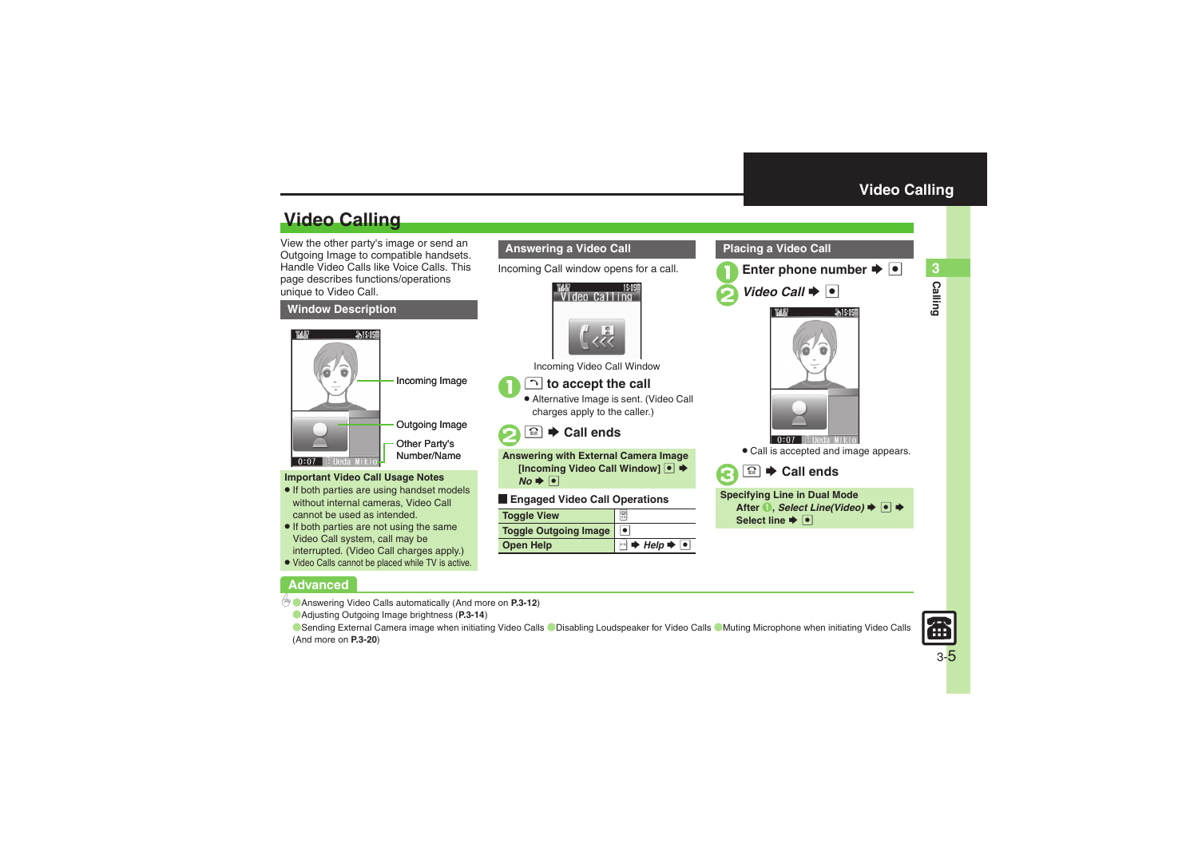# Video Calling

View the other party's image or send an Outgoing Image to compatible handsets. Handle Video Calls like Voice Calls. This page describes functions/operations unique to Video Call.

## Window Description

Incoming Image

Outgoing Image

Other Party's Number/Name

**Important Video Call Usage Notes**

- If both parties are using handset models without internal cameras, Video Call cannot be used as intended.
- If both parties are not using the same Video Call system, call may be interrupted. (Video Call charges apply.)
- Video Calls cannot be placed while TV is active.

## Answering a Video Call

Incoming Call window opens for a call.

Incoming Video Call Window

1. to accept the call
   - Alternative Image is sent. (Video Call charges apply to the caller.)
2. ➡ Call ends

**Answering with External Camera Image**
**[Incoming Video Call Window] ● ➡ *No* ➡ ●**

### Engaged Video Call Operations

| | |
|---|---|
| Toggle View | |
| Toggle Outgoing Image | ● |
| Open Help | ➡ *Help* ➡ ● |

## Placing a Video Call

1. Enter phone number ➡ ●
2. *Video Call* ➡ ●
   - Call is accepted and image appears.
3. ➡ Call ends

**Specifying Line in Dual Mode**
**After 1, *Select Line(Video)* ➡ ● ➡ Select line ➡ ●**

## Advanced

- Answering Video Calls automatically (And more on **P.3-12**)
- Adjusting Outgoing Image brightness (**P.3-14**)
- Sending External Camera image when initiating Video Calls
- Disabling Loudspeaker for Video Calls
- Muting Microphone when initiating Video Calls (And more on **P.3-20**)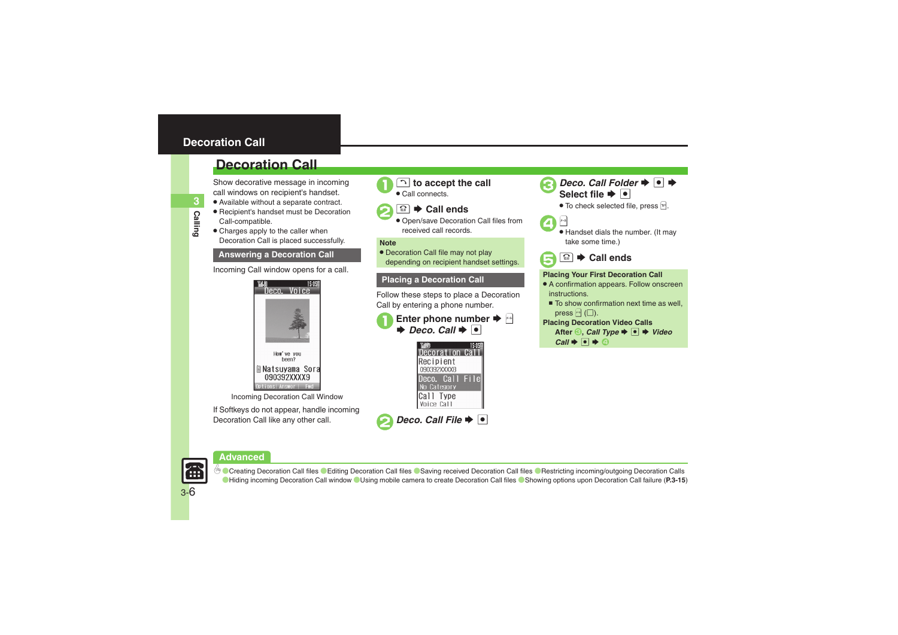# Decoration Call

Show decorative message in incoming call windows on recipient's handset.

- Available without a separate contract.
- Recipient's handset must be Decoration Call-compatible.
- Charges apply to the caller when Decoration Call is placed successfully.

## Answering a Decoration Call

Incoming Call window opens for a call.

Incoming Decoration Call Window

If Softkeys do not appear, handle incoming Decoration Call like any other call.

**1** to accept the call

- Call connects.

**2** ➡ Call ends

- Open/save Decoration Call files from received call records.

**Note**

- Decoration Call file may not play depending on recipient handset settings.

## Placing a Decoration Call

Follow these steps to place a Decoration Call by entering a phone number.

**1** Enter phone number ➡ ➡ *Deco. Call* ➡ ●

**2** *Deco. Call File* ➡ ●

**3** *Deco. Call Folder* ➡ ● ➡ Select file ➡ ●

- To check selected file, press .

**4**

- Handset dials the number. (It may take some time.)

**5** ➡ Call ends

**Placing Your First Decoration Call**

- A confirmation appears. Follow onscreen instructions.
  - To show confirmation next time as well, press ( ).

**Placing Decoration Video Calls**

After 3, *Call Type* ➡ ● ➡ *Video Call* ➡ ● ➡ 4

## Advanced

Creating Decoration Call files · Editing Decoration Call files · Saving received Decoration Call files · Restricting incoming/outgoing Decoration Calls · Hiding incoming Decoration Call window · Using mobile camera to create Decoration Call files · Showing options upon Decoration Call failure (**P.3-15**)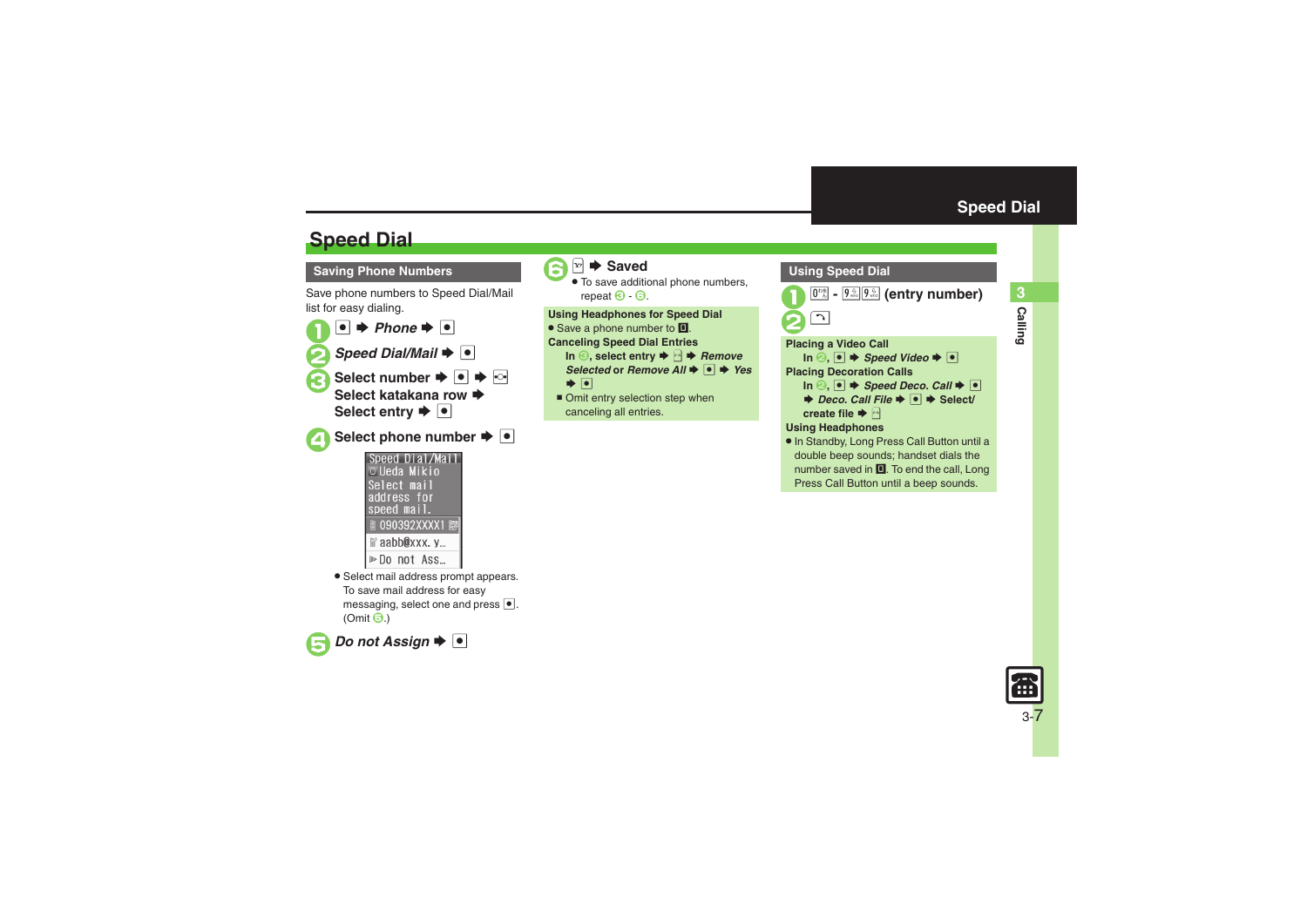# Speed Dial

## Saving Phone Numbers

Save phone numbers to Speed Dial/Mail list for easy dialing.

1. ● ➡ *Phone* ➡ ●
2. *Speed Dial/Mail* ➡ ●
3. Select number ➡ ● ➡ Select katakana row ➡ Select entry ➡ ●
4. Select phone number ➡ ●

   Speed Dial/Mail
   Ueda Mikio
   Select mail address for speed mail.
   090392XXXX1
   aabb@xxx.y…
   Do not Ass…

   - Select mail address prompt appears. To save mail address for easy messaging, select one and press ●. (Omit 5.)
5. *Do not Assign* ➡ ●
6. ➡ Saved
   - To save additional phone numbers, repeat 3 - 6.

**Using Headphones for Speed Dial**

- Save a phone number to 0.

**Canceling Speed Dial Entries**

In 3, select entry ➡ ➡ *Remove Selected* or *Remove All* ➡ ● ➡ *Yes* ➡ ●

- Omit entry selection step when canceling all entries.

## Using Speed Dial

1. 0 - 99 (entry number)
2. 

**Placing a Video Call**

In 2, ● ➡ *Speed Video* ➡ ●

**Placing Decoration Calls**

In 2, ● ➡ *Speed Deco. Call* ➡ ● ➡ *Deco. Call File* ➡ ● ➡ Select/create file ➡

**Using Headphones**

- In Standby, Long Press Call Button until a double beep sounds; handset dials the number saved in 0. To end the call, Long Press Call Button until a beep sounds.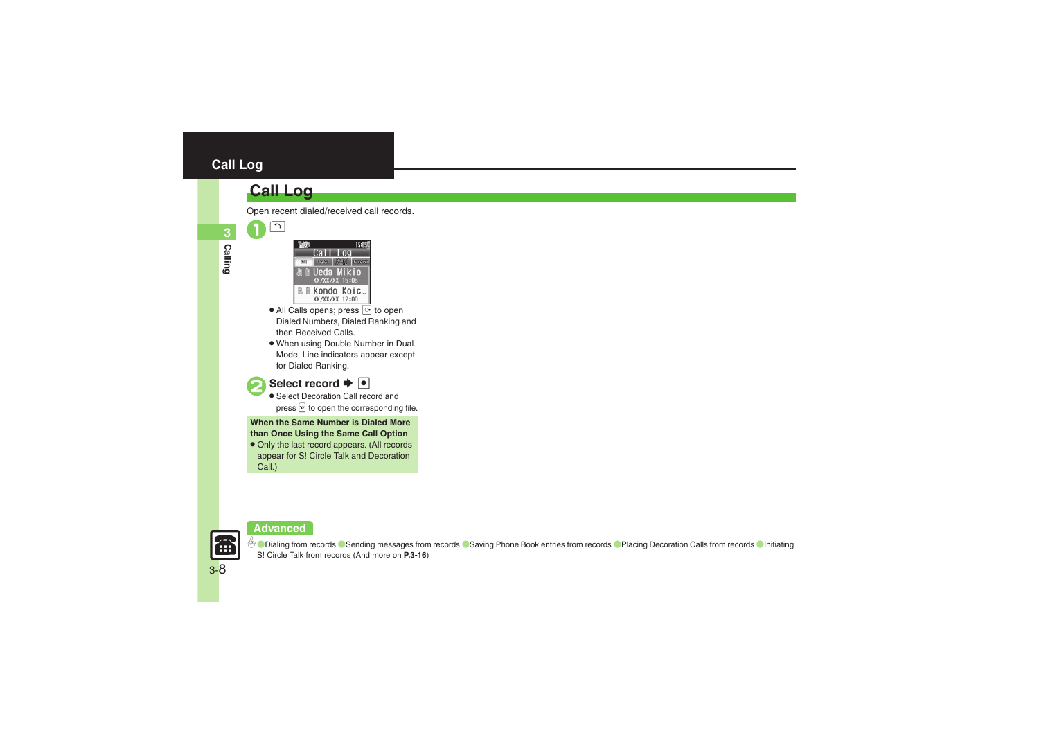# Call Log

## Call Log

Open recent dialed/received call records.

**1** [key]

- All Calls opens; press [key] to open Dialed Numbers, Dialed Ranking and then Received Calls.
- When using Double Number in Dual Mode, Line indicators appear except for Dialed Ranking.

**2** **Select record ➡ [●]**

- Select Decoration Call record and press [key] to open the corresponding file.

**When the Same Number is Dialed More than Once Using the Same Call Option**

- Only the last record appears. (All records appear for S! Circle Talk and Decoration Call.)

**Advanced**

● Dialing from records ● Sending messages from records ● Saving Phone Book entries from records ● Placing Decoration Calls from records ● Initiating S! Circle Talk from records (And more on **P.3-16**)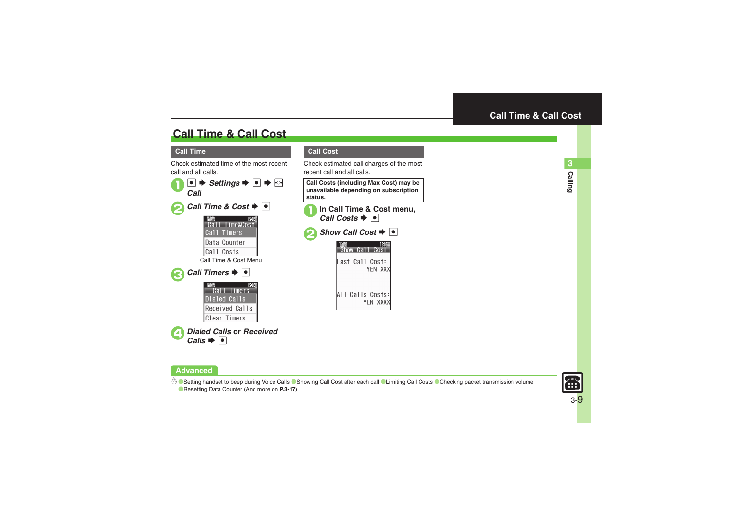# Call Time & Call Cost

## Call Time

Check estimated time of the most recent call and all calls.

1. ● ➡ *Settings* ➡ ● ➡ ⊙ *Call*
2. *Call Time & Cost* ➡ ●

   Call Time&Cost
   - Call Timers
   - Data Counter
   - Call Costs

   Call Time & Cost Menu

3. *Call Timers* ➡ ●

   Call Timers
   - Dialed Calls
   - Received Calls
   - Clear Timers

4. *Dialed Calls* or *Received Calls* ➡ ●

## Call Cost

Check estimated call charges of the most recent call and all calls.

**Call Costs (including Max Cost) may be unavailable depending on subscription status.**

1. In Call Time & Cost menu, *Call Costs* ➡ ●
2. *Show Call Cost* ➡ ●

   Show Call Cost

   Last Call Cost:
   YEN XXX

   All Calls Costs:
   YEN XXXX

## Advanced

- Setting handset to beep during Voice Calls
- Showing Call Cost after each call
- Limiting Call Costs
- Checking packet transmission volume
- Resetting Data Counter (And more on **P.3-17**)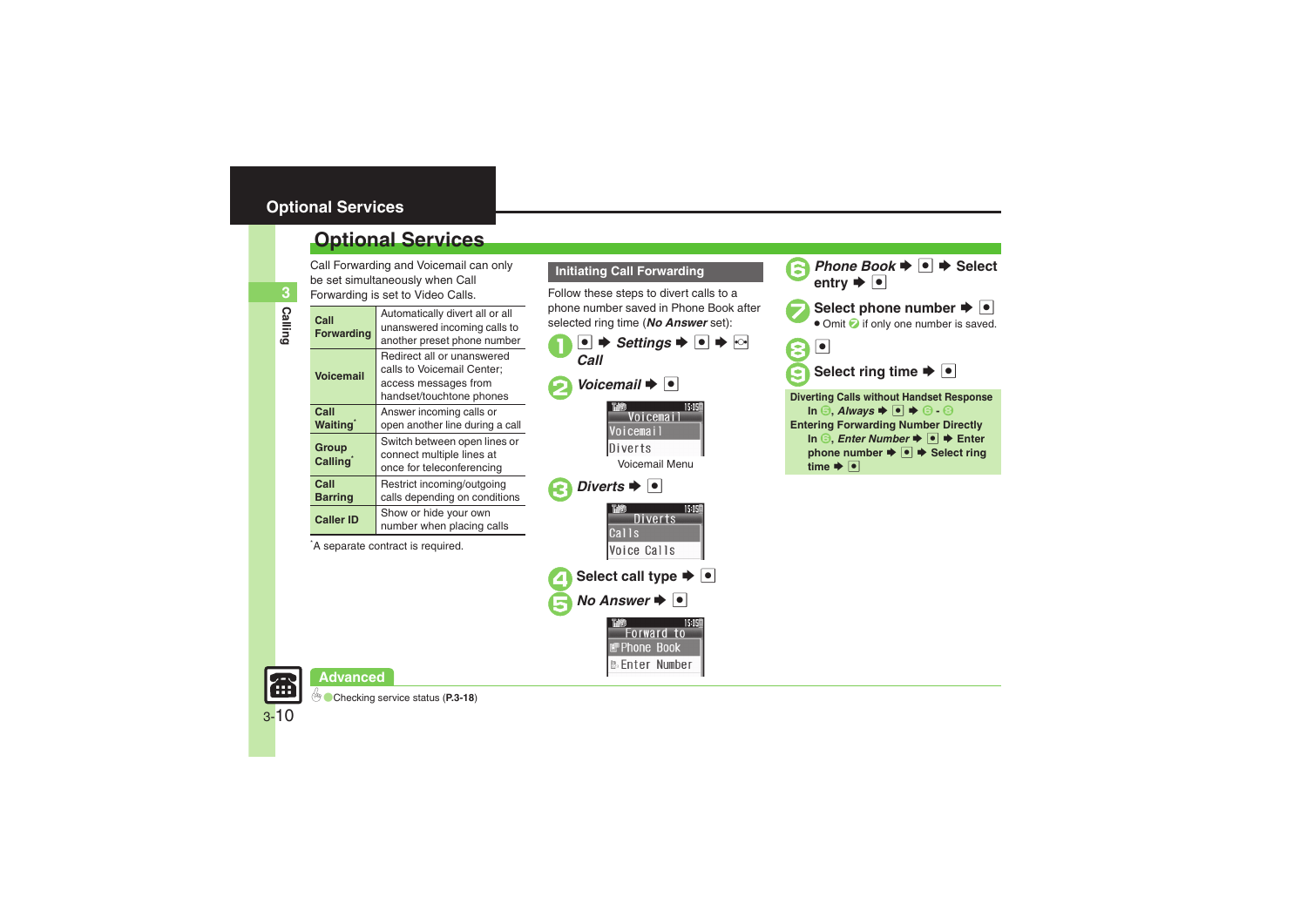# Optional Services

Call Forwarding and Voicemail can only be set simultaneously when Call Forwarding is set to Video Calls.

| | |
|---|---|
| **Call Forwarding** | Automatically divert all or all unanswered incoming calls to another preset phone number |
| **Voicemail** | Redirect all or unanswered calls to Voicemail Center; access messages from handset/touchtone phones |
| **Call Waiting*** | Answer incoming calls or open another line during a call |
| **Group Calling*** | Switch between open lines or connect multiple lines at once for teleconferencing |
| **Call Barring** | Restrict incoming/outgoing calls depending on conditions |
| **Caller ID** | Show or hide your own number when placing calls |

*A separate contract is required.

## Initiating Call Forwarding

Follow these steps to divert calls to a phone number saved in Phone Book after selected ring time (***No Answer*** set):

1. ● ➡ ***Settings*** ➡ ● ➡ ⊙ ***Call***
2. ***Voicemail*** ➡ ●

   Voicemail / Voicemail / Diverts

   Voicemail Menu

3. ***Diverts*** ➡ ●

   Diverts / Calls / Voice Calls

4. **Select call type** ➡ ●
5. ***No Answer*** ➡ ●

   Forward to / Phone Book / Enter Number

6. ***Phone Book*** ➡ ● ➡ **Select entry** ➡ ●
7. **Select phone number** ➡ ●
   - Omit 7 if only one number is saved.
8. ●
9. **Select ring time** ➡ ●

**Diverting Calls without Handset Response**

In 5, ***Always*** ➡ ● ➡ 6 - 8

**Entering Forwarding Number Directly**

In 6, ***Enter Number*** ➡ ● ➡ **Enter phone number** ➡ ● ➡ **Select ring time** ➡ ●

**Advanced**

Checking service status (**P.3-18**)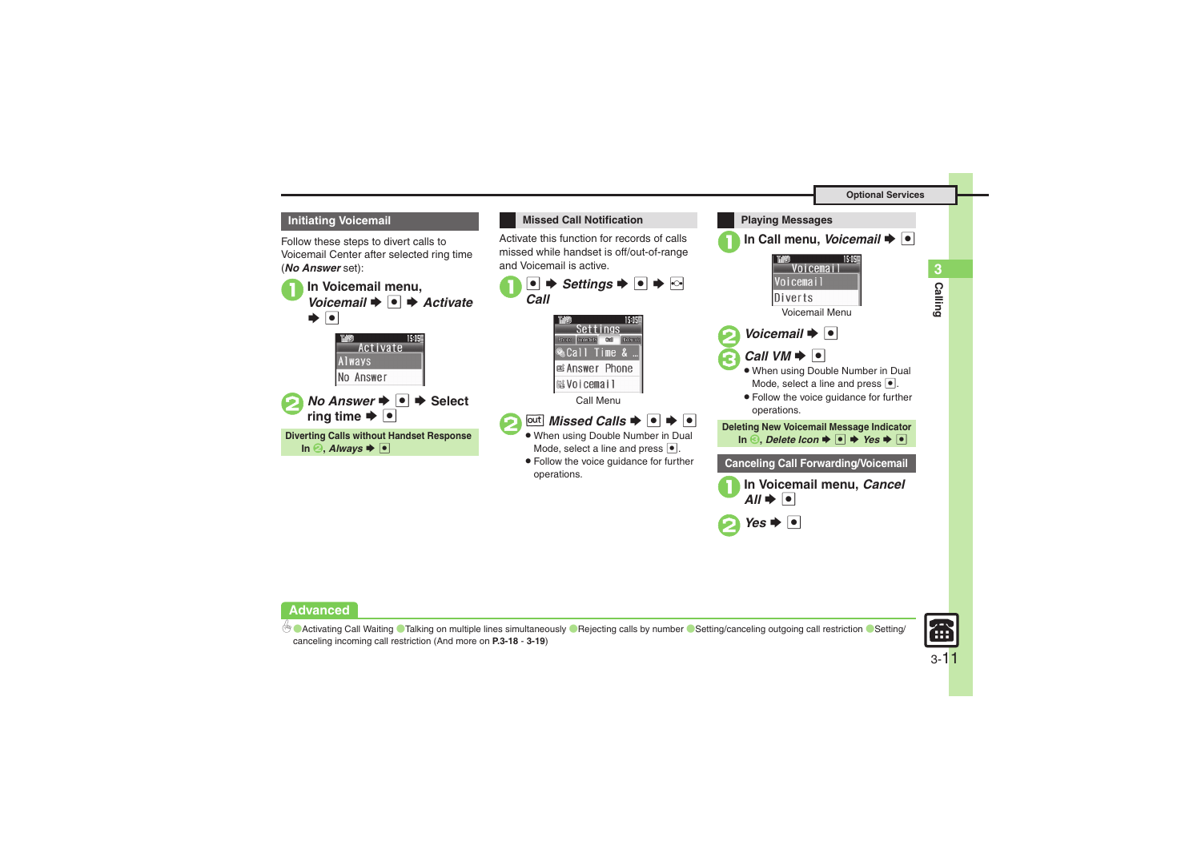## Initiating Voicemail

Follow these steps to divert calls to Voicemail Center after selected ring time (*No Answer* set):

1. In Voicemail menu, *Voicemail* ➡ ● ➡ *Activate* ➡ ●

2. *No Answer* ➡ ● ➡ Select ring time ➡ ●

**Diverting Calls without Handset Response**
In 2, *Always* ➡ ●

## Missed Call Notification

Activate this function for records of calls missed while handset is off/out-of-range and Voicemail is active.

1. ● ➡ *Settings* ➡ ● ➡ ⊙ *Call*

Call Menu

2. out *Missed Calls* ➡ ● ➡ ●
   - When using Double Number in Dual Mode, select a line and press ●.
   - Follow the voice guidance for further operations.

## Playing Messages

1. In Call menu, *Voicemail* ➡ ●

Voicemail Menu

2. *Voicemail* ➡ ●
3. *Call VM* ➡ ●
   - When using Double Number in Dual Mode, select a line and press ●.
   - Follow the voice guidance for further operations.

**Deleting New Voicemail Message Indicator**
In 3, *Delete Icon* ➡ ● ➡ *Yes* ➡ ●

## Canceling Call Forwarding/Voicemail

1. In Voicemail menu, *Cancel All* ➡ ●
2. *Yes* ➡ ●

**Advanced**

Activating Call Waiting ● Talking on multiple lines simultaneously ● Rejecting calls by number ● Setting/canceling outgoing call restriction ● Setting/canceling incoming call restriction (And more on **P.3-18** - **3-19**)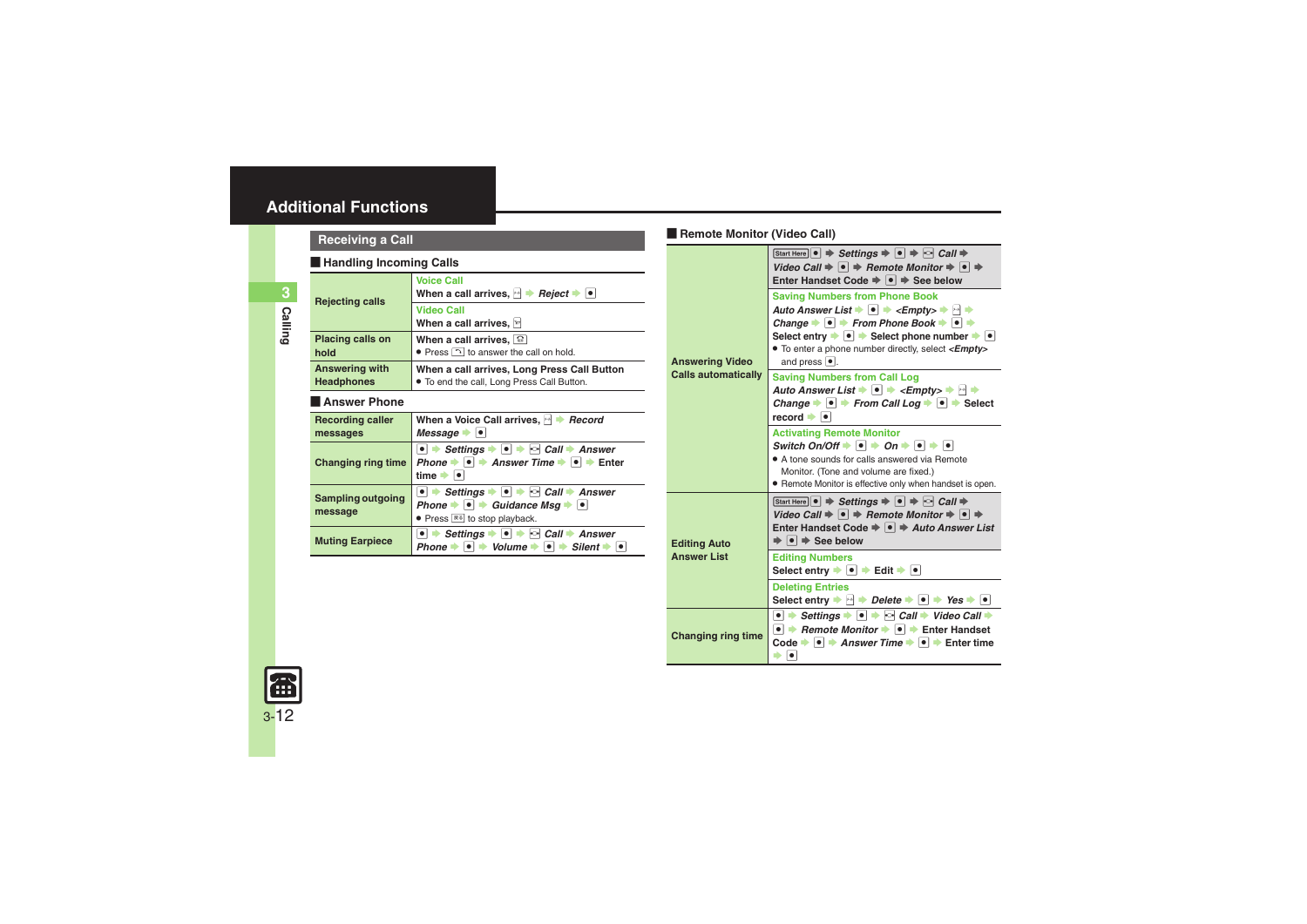# Additional Functions

## Receiving a Call

### Handling Incoming Calls

| | |
|---|---|
| Rejecting calls | Voice Call<br>When a call arrives, ✉ ➡ *Reject* ➡ ● |
| | Video Call<br>When a call arrives, ✉ |
| Placing calls on hold | When a call arrives, ☎<br>● Press ☎ to answer the call on hold. |
| Answering with Headphones | When a call arrives, Long Press Call Button<br>● To end the call, Long Press Call Button. |

### Answer Phone

| | |
|---|---|
| Recording caller messages | When a Voice Call arrives, ✉ ➡ *Record Message* ➡ ● |
| Changing ring time | ● ➡ *Settings* ➡ ● ➡ ✉ *Call* ➡ *Answer Phone* ➡ ● ➡ *Answer Time* ➡ ● ➡ Enter time ➡ ● |
| Sampling outgoing message | ● ➡ *Settings* ➡ ● ➡ ✉ *Call* ➡ *Answer Phone* ➡ ● ➡ *Guidance Msg* ➡ ●<br>● Press ✉ to stop playback. |
| Muting Earpiece | ● ➡ *Settings* ➡ ● ➡ ✉ *Call* ➡ *Answer Phone* ➡ ● ➡ *Volume* ➡ ● ➡ *Silent* ➡ ● |

### Remote Monitor (Video Call)

| | |
|---|---|
| Answering Video Calls automatically | Start Here ● ➡ *Settings* ➡ ● ➡ ✉ *Call* ➡ *Video Call* ➡ ● ➡ *Remote Monitor* ➡ ● ➡ Enter Handset Code ➡ ● ➡ See below |
| | Saving Numbers from Phone Book<br>*Auto Answer List* ➡ ● ➡ *<Empty>* ➡ ✉ ➡ *Change* ➡ ● ➡ *From Phone Book* ➡ ● ➡ Select entry ➡ ● ➡ Select phone number ➡ ●<br>● To enter a phone number directly, select *<Empty>* and press ●. |
| | Saving Numbers from Call Log<br>*Auto Answer List* ➡ ● ➡ *<Empty>* ➡ ✉ ➡ *Change* ➡ ● ➡ *From Call Log* ➡ ● ➡ Select record ➡ ● |
| | Activating Remote Monitor<br>*Switch On/Off* ➡ ● ➡ *On* ➡ ● ➡ ●<br>● A tone sounds for calls answered via Remote Monitor. (Tone and volume are fixed.)<br>● Remote Monitor is effective only when handset is open. |
| Editing Auto Answer List | Start Here ● ➡ *Settings* ➡ ● ➡ ✉ *Call* ➡ *Video Call* ➡ ● ➡ *Remote Monitor* ➡ ● ➡ Enter Handset Code ➡ ● ➡ *Auto Answer List* ➡ ● ➡ See below |
| | Editing Numbers<br>Select entry ➡ ● ➡ Edit ➡ ● |
| | Deleting Entries<br>Select entry ➡ ✉ ➡ *Delete* ➡ ● ➡ *Yes* ➡ ● |
| Changing ring time | ● ➡ *Settings* ➡ ● ➡ ✉ *Call* ➡ *Video Call* ➡ ● ➡ *Remote Monitor* ➡ ● ➡ Enter Handset Code ➡ ● ➡ *Answer Time* ➡ ● ➡ Enter time ➡ ● |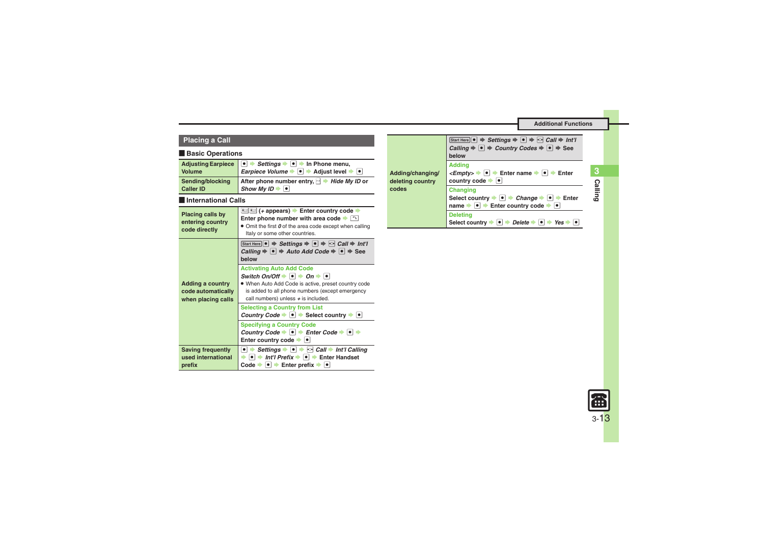## Placing a Call

### Basic Operations

| | |
|---|---|
| Adjusting Earpiece Volume | ● ➡ *Settings* ➡ ● ➡ In Phone menu, *Earpiece Volume* ➡ ● ➡ Adjust level ➡ ● |
| Sending/blocking Caller ID | After phone number entry, ➡ *Hide My ID* or *Show My ID* ➡ ● |

### International Calls

| | |
|---|---|
| Placing calls by entering country code directly | (+ appears) ➡ Enter country code ➡ Enter phone number with area code ➡ <br>● Omit the first *0* of the area code except when calling Italy or some other countries. |
| Adding a country code automatically when placing calls | Start Here ● ➡ *Settings* ➡ ● ➡ *Call* ➡ *Int'l Calling* ➡ ● ➡ *Auto Add Code* ➡ ● ➡ See below<br>**Activating Auto Add Code**<br>*Switch On/Off* ➡ ● ➡ *On* ➡ ●<br>● When Auto Add Code is active, preset country code is added to all phone numbers (except emergency call numbers) unless + is included.<br>**Selecting a Country from List**<br>*Country Code* ➡ ● ➡ Select country ➡ ●<br>**Specifying a Country Code**<br>*Country Code* ➡ ● ➡ *Enter Code* ➡ ● ➡ Enter country code ➡ ● |
| Saving frequently used international prefix | ● ➡ *Settings* ➡ ● ➡ *Call* ➡ *Int'l Calling* ➡ ● ➡ *Int'l Prefix* ➡ ● ➡ Enter Handset Code ➡ ● ➡ Enter prefix ➡ ● |
| Adding/changing/deleting country codes | Start Here ● ➡ *Settings* ➡ ● ➡ *Call* ➡ *Int'l Calling* ➡ ● ➡ *Country Codes* ➡ ● ➡ See below<br>**Adding**<br>*<Empty>* ➡ ● ➡ Enter name ➡ ● ➡ Enter country code ➡ ●<br>**Changing**<br>Select country ➡ ● ➡ *Change* ➡ ● ➡ Enter name ➡ ● ➡ Enter country code ➡ ●<br>**Deleting**<br>Select country ➡ ● ➡ *Delete* ➡ ● ➡ *Yes* ➡ ● |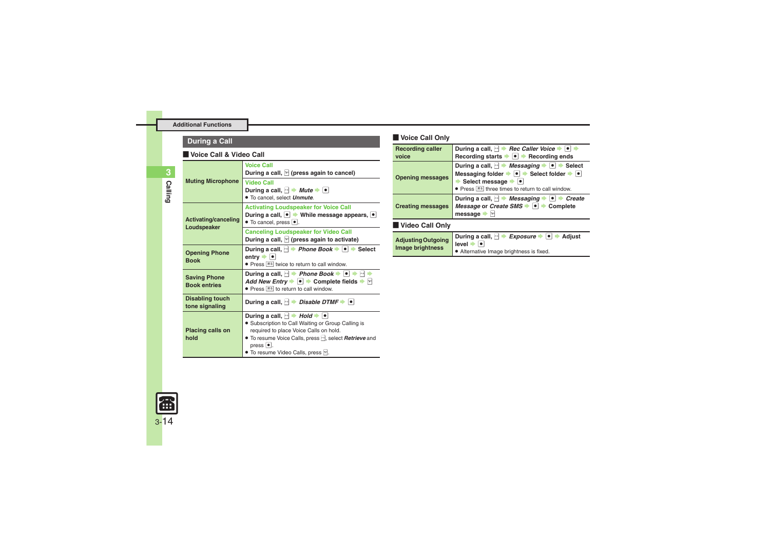Additional Functions

## During a Call

### Voice Call & Video Call

| | |
|---|---|
| **Muting Microphone** | **Voice Call**<br>**During a call,** ✉ **(press again to cancel)**<br>**Video Call**<br>**During a call,** ☐ ➡ ***Mute*** ➡ ● <br>● To cancel, select ***Unmute***. |
| **Activating/canceling Loudspeaker** | **Activating Loudspeaker for Voice Call**<br>**During a call,** ● ➡ **While message appears,** ●<br>● To cancel, press ●.<br>**Canceling Loudspeaker for Video Call**<br>**During a call,** ✉ **(press again to activate)** |
| **Opening Phone Book** | **During a call,** ☐ ➡ ***Phone Book*** ➡ ● ➡ **Select entry** ➡ ●<br>● Press ☐ twice to return to call window. |
| **Saving Phone Book entries** | **During a call,** ☐ ➡ ***Phone Book*** ➡ ● ➡ ☐ ➡ ***Add New Entry*** ➡ ● ➡ **Complete fields** ➡ ✉<br>● Press ☐ to return to call window. |
| **Disabling touch tone signaling** | **During a call,** ☐ ➡ ***Disable DTMF*** ➡ ● |
| **Placing calls on hold** | **During a call,** ☐ ➡ ***Hold*** ➡ ●<br>● Subscription to Call Waiting or Group Calling is required to place Voice Calls on hold.<br>● To resume Voice Calls, press ☐, select ***Retrieve*** and press ●.<br>● To resume Video Calls, press ✉. |

### Voice Call Only

| | |
|---|---|
| **Recording caller voice** | **During a call,** ☐ ➡ ***Rec Caller Voice*** ➡ ● ➡ **Recording starts** ➡ ● ➡ **Recording ends** |
| **Opening messages** | **During a call,** ☐ ➡ ***Messaging*** ➡ ● ➡ **Select Messaging folder** ➡ ● ➡ **Select folder** ➡ ● ➡ **Select message** ➡ ●<br>● Press ☐ three times to return to call window. |
| **Creating messages** | **During a call,** ☐ ➡ ***Messaging*** ➡ ● ➡ ***Create Message*** **or** ***Create SMS*** ➡ ● ➡ **Complete message** ➡ ✉ |

### Video Call Only

| | |
|---|---|
| **Adjusting Outgoing Image brightness** | **During a call,** ☐ ➡ ***Exposure*** ➡ ● ➡ **Adjust level** ➡ ●<br>● Alternative Image brightness is fixed. |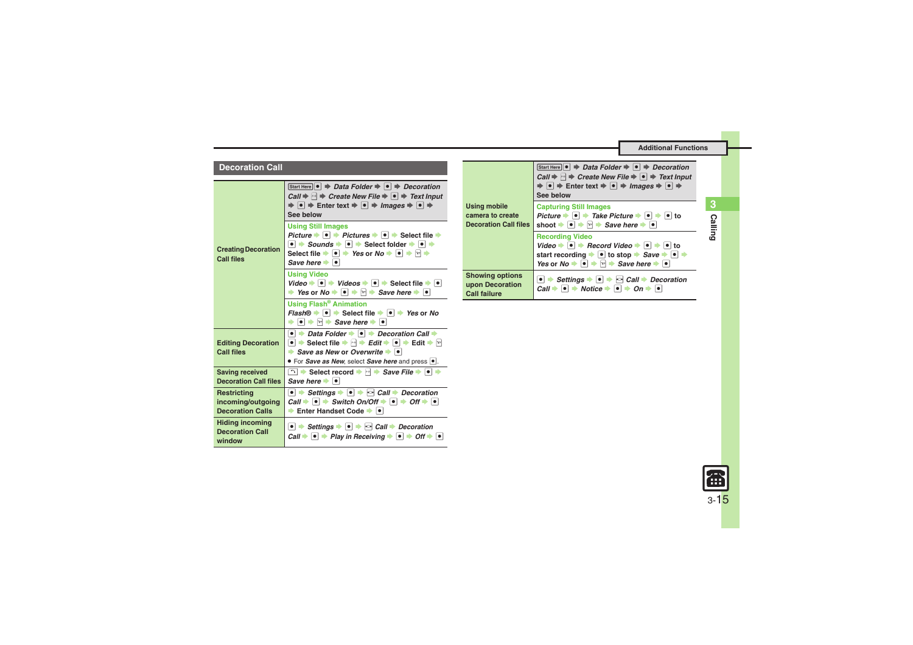## Decoration Call

| | |
|---|---|
| **Creating Decoration Call files** | Start Here ● ➡ *Data Folder* ➡ ● ➡ *Decoration Call* ➡ ✉ ➡ *Create New File* ➡ ● ➡ *Text Input* ➡ ● ➡ Enter text ➡ ● ➡ *Images* ➡ ● ➡ See below |
| | **Using Still Images**<br>*Picture* ➡ ● ➡ *Pictures* ➡ ● ➡ Select file ➡ ● ➡ *Sounds* ➡ ● ➡ Select folder ➡ ● ➡ Select file ➡ ● ➡ *Yes* or *No* ➡ ● ➡ ✉ ➡ *Save here* ➡ ● |
| | **Using Video**<br>*Video* ➡ ● ➡ *Videos* ➡ ● ➡ Select file ➡ ● ➡ *Yes* or *No* ➡ ● ➡ ✉ ➡ *Save here* ➡ ● |
| | **Using Flash® Animation**<br>*Flash®* ➡ ● ➡ Select file ➡ ● ➡ *Yes* or *No* ➡ ● ➡ ✉ ➡ *Save here* ➡ ● |
| **Editing Decoration Call files** | ● ➡ *Data Folder* ➡ ● ➡ *Decoration Call* ➡ ● ➡ Select file ➡ ✉ ➡ *Edit* ➡ ● ➡ Edit ➡ ✉ ➡ *Save as New* or *Overwrite* ➡ ●<br>● For *Save as New*, select *Save here* and press ●. |
| **Saving received Decoration Call files** | ↩ ➡ Select record ➡ ✉ ➡ *Save File* ➡ ● ➡ *Save here* ➡ ● |
| **Restricting incoming/outgoing Decoration Calls** | ● ➡ *Settings* ➡ ● ➡ ⊡ *Call* ➡ *Decoration Call* ➡ ● ➡ *Switch On/Off* ➡ ● ➡ *Off* ➡ ● ➡ Enter Handset Code ➡ ● |
| **Hiding incoming Decoration Call window** | ● ➡ *Settings* ➡ ● ➡ ⊡ *Call* ➡ *Decoration Call* ➡ ● ➡ *Play in Receiving* ➡ ● ➡ *Off* ➡ ● |
| **Using mobile camera to create Decoration Call files** | Start Here ● ➡ *Data Folder* ➡ ● ➡ *Decoration Call* ➡ ✉ ➡ *Create New File* ➡ ● ➡ *Text Input* ➡ ● ➡ Enter text ➡ ● ➡ *Images* ➡ ● ➡ See below |
| | **Capturing Still Images**<br>*Picture* ➡ ● ➡ *Take Picture* ➡ ● ➡ ● to shoot ➡ ● ➡ ✉ ➡ *Save here* ➡ ● |
| | **Recording Video**<br>*Video* ➡ ● ➡ *Record Video* ➡ ● ➡ ● to start recording ➡ ● to stop ➡ *Save* ➡ ● ➡ *Yes* or *No* ➡ ● ➡ ✉ ➡ *Save here* ➡ ● |
| **Showing options upon Decoration Call failure** | ● ➡ *Settings* ➡ ● ➡ ⊡ *Call* ➡ *Decoration Call* ➡ ● ➡ *Notice* ➡ ● ➡ *On* ➡ ● |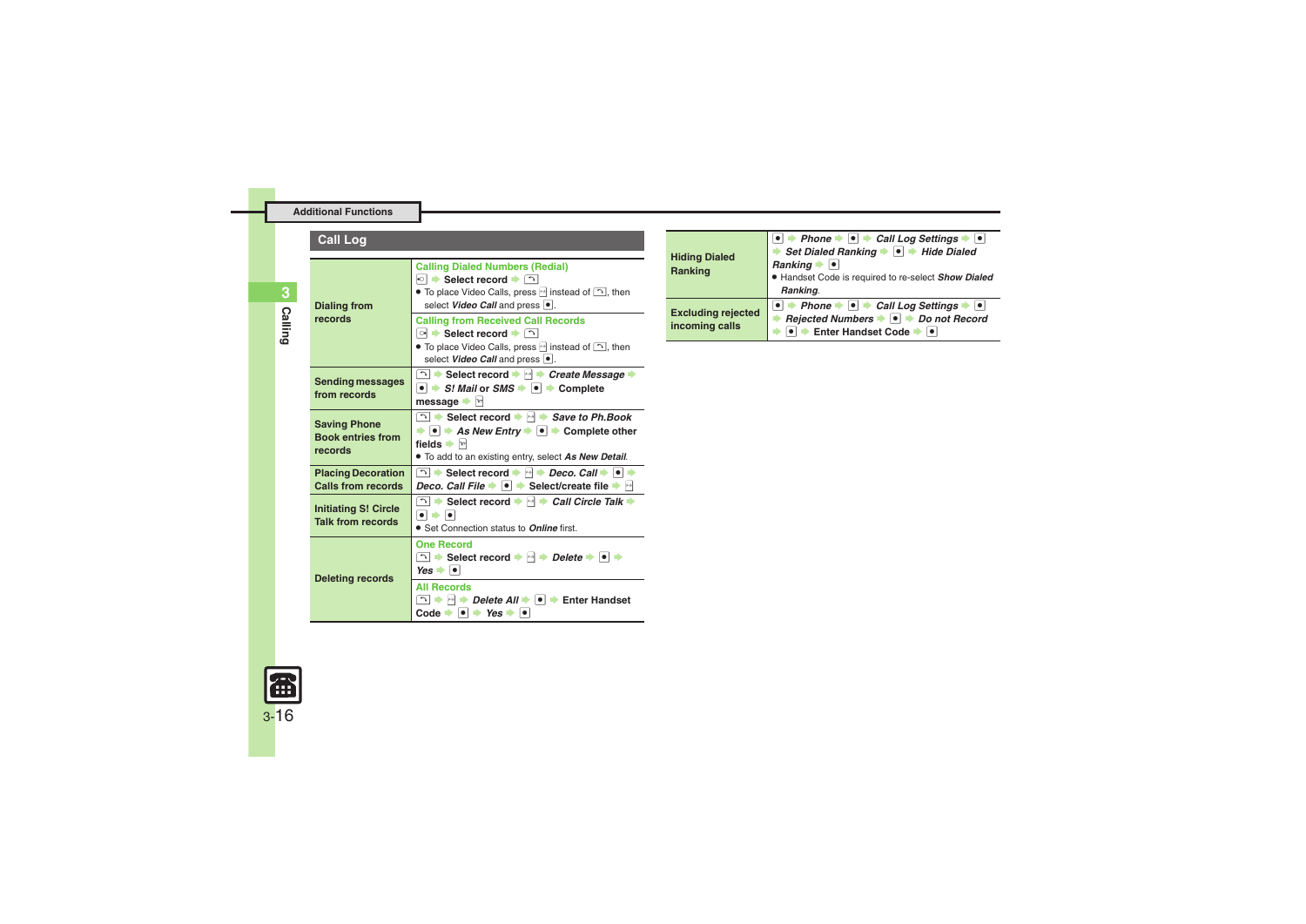Additional Functions

## Call Log

| | |
|---|---|
| Dialing from records | **Calling Dialed Numbers (Redial)**<br>◻ ➡ **Select record** ➡ ◻<br>● To place Video Calls, press ◻ instead of ◻, then select ***Video Call*** and press ●.<br>**Calling from Received Call Records**<br>◻ ➡ **Select record** ➡ ◻<br>● To place Video Calls, press ◻ instead of ◻, then select ***Video Call*** and press ●. |
| Sending messages from records | ◻ ➡ **Select record** ➡ ◻ ➡ ***Create Message*** ➡ ● ➡ ***S! Mail*** or ***SMS*** ➡ ● ➡ **Complete message** ➡ ◻ |
| Saving Phone Book entries from records | ◻ ➡ **Select record** ➡ ◻ ➡ ***Save to Ph.Book*** ➡ ● ➡ ***As New Entry*** ➡ ● ➡ **Complete other fields** ➡ ◻<br>● To add to an existing entry, select ***As New Detail***. |
| Placing Decoration Calls from records | ◻ ➡ **Select record** ➡ ◻ ➡ ***Deco. Call*** ➡ ● ➡ ***Deco. Call File*** ➡ ● ➡ **Select/create file** ➡ ◻ |
| Initiating S! Circle Talk from records | ◻ ➡ **Select record** ➡ ◻ ➡ ***Call Circle Talk*** ➡ ● ➡ ●<br>● Set Connection status to ***Online*** first. |
| Deleting records | **One Record**<br>◻ ➡ **Select record** ➡ ◻ ➡ ***Delete*** ➡ ● ➡ ***Yes*** ➡ ●<br>**All Records**<br>◻ ➡ ◻ ➡ ***Delete All*** ➡ ● ➡ **Enter Handset Code** ➡ ● ➡ ***Yes*** ➡ ● |
| Hiding Dialed Ranking | ● ➡ ***Phone*** ➡ ● ➡ ***Call Log Settings*** ➡ ● ➡ ***Set Dialed Ranking*** ➡ ● ➡ ***Hide Dialed Ranking*** ➡ ●<br>● Handset Code is required to re-select ***Show Dialed Ranking***. |
| Excluding rejected incoming calls | ● ➡ ***Phone*** ➡ ● ➡ ***Call Log Settings*** ➡ ● ➡ ***Rejected Numbers*** ➡ ● ➡ ***Do not Record*** ➡ ● ➡ **Enter Handset Code** ➡ ● |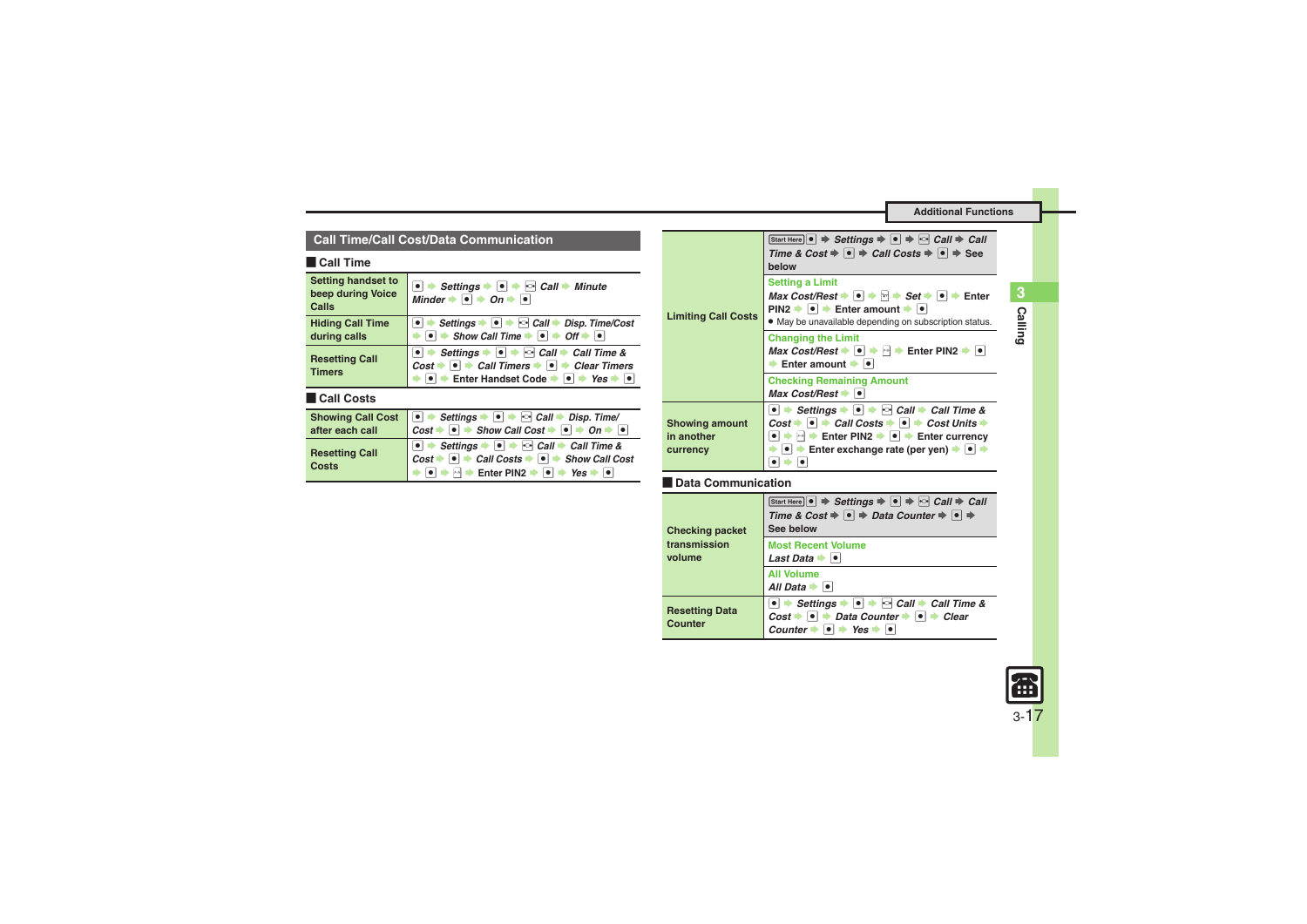## Call Time/Call Cost/Data Communication

### Call Time

| | |
|---|---|
| Setting handset to beep during Voice Calls | ● ➡ *Settings* ➡ ● ➡ Call ➡ *Minute Minder* ➡ ● ➡ *On* ➡ ● |
| Hiding Call Time during calls | ● ➡ *Settings* ➡ ● ➡ Call ➡ *Disp. Time/Cost* ➡ ● ➡ *Show Call Time* ➡ ● ➡ *Off* ➡ ● |
| Resetting Call Timers | ● ➡ *Settings* ➡ ● ➡ Call ➡ *Call Time & Cost* ➡ ● ➡ *Call Timers* ➡ ● ➡ *Clear Timers* ➡ ● ➡ Enter Handset Code ➡ ● ➡ *Yes* ➡ ● |

### Call Costs

| | |
|---|---|
| Showing Call Cost after each call | ● ➡ *Settings* ➡ ● ➡ Call ➡ *Disp. Time/Cost* ➡ ● ➡ *Show Call Cost* ➡ ● ➡ *On* ➡ ● |
| Resetting Call Costs | ● ➡ *Settings* ➡ ● ➡ Call ➡ *Call Time & Cost* ➡ ● ➡ *Call Costs* ➡ ● ➡ *Show Call Cost* ➡ ● ➡ ➡ Enter PIN2 ➡ ● ➡ *Yes* ➡ ● |
| Limiting Call Costs | Start Here ● ➡ *Settings* ➡ ● ➡ Call ➡ *Call Time & Cost* ➡ ● ➡ *Call Costs* ➡ ● ➡ See below |
| | **Setting a Limit**<br>*Max Cost/Rest* ➡ ● ➡ ➡ *Set* ➡ ● ➡ Enter PIN2 ➡ ● ➡ Enter amount ➡ ●<br>• May be unavailable depending on subscription status. |
| | **Changing the Limit**<br>*Max Cost/Rest* ➡ ● ➡ ➡ Enter PIN2 ➡ ● ➡ Enter amount ➡ ● |
| | **Checking Remaining Amount**<br>*Max Cost/Rest* ➡ ● |
| Showing amount in another currency | ● ➡ *Settings* ➡ ● ➡ Call ➡ *Call Time & Cost* ➡ ● ➡ *Call Costs* ➡ ● ➡ *Cost Units* ➡ ● ➡ ➡ Enter PIN2 ➡ ● ➡ Enter currency ➡ ● ➡ Enter exchange rate (per yen) ➡ ● ➡ ● ➡ ● |

### Data Communication

| | |
|---|---|
| Checking packet transmission volume | Start Here ● ➡ *Settings* ➡ ● ➡ Call ➡ *Call Time & Cost* ➡ ● ➡ *Data Counter* ➡ ● ➡ See below |
| | **Most Recent Volume**<br>*Last Data* ➡ ● |
| | **All Volume**<br>*All Data* ➡ ● |
| Resetting Data Counter | ● ➡ *Settings* ➡ ● ➡ Call ➡ *Call Time & Cost* ➡ ● ➡ *Data Counter* ➡ ● ➡ *Clear Counter* ➡ ● ➡ *Yes* ➡ ● |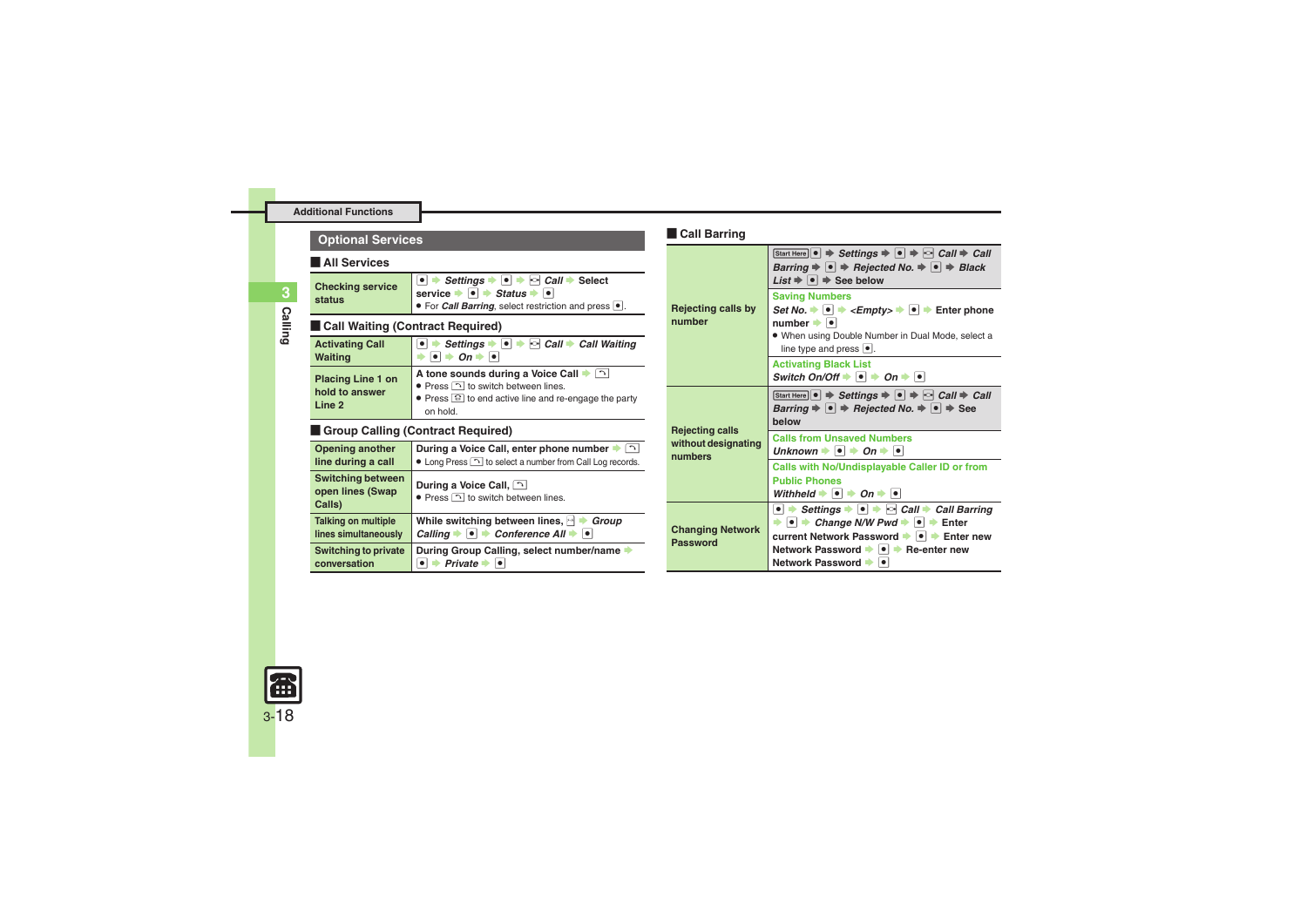## Optional Services

### All Services

| | |
|---|---|
| Checking service status | ● ➡ *Settings* ➡ ● ➡ *Call* ➡ Select service ➡ ● ➡ *Status* ➡ ● <br>● For *Call Barring*, select restriction and press ●. |

### Call Waiting (Contract Required)

| | |
|---|---|
| Activating Call Waiting | ● ➡ *Settings* ➡ ● ➡ *Call* ➡ *Call Waiting* ➡ ● ➡ *On* ➡ ● |
| Placing Line 1 on hold to answer Line 2 | A tone sounds during a Voice Call ➡ <br>● Press to switch between lines. <br>● Press to end active line and re-engage the party on hold. |

### Group Calling (Contract Required)

| | |
|---|---|
| Opening another line during a call | During a Voice Call, enter phone number ➡ <br>● Long Press to select a number from Call Log records. |
| Switching between open lines (Swap Calls) | During a Voice Call, <br>● Press to switch between lines. |
| Talking on multiple lines simultaneously | While switching between lines, ➡ *Group Calling* ➡ ● ➡ *Conference All* ➡ ● |
| Switching to private conversation | During Group Calling, select number/name ➡ ● ➡ *Private* ➡ ● |

### Call Barring

| | |
|---|---|
| Rejecting calls by number | Start Here ● ➡ *Settings* ➡ ● ➡ *Call* ➡ *Call Barring* ➡ ● ➡ *Rejected No.* ➡ ● ➡ *Black List* ➡ ● ➡ See below <br>**Saving Numbers** <br>*Set No.* ➡ ● ➡ *<Empty>* ➡ ● ➡ Enter phone number ➡ ● <br>● When using Double Number in Dual Mode, select a line type and press ●. <br>**Activating Black List** <br>*Switch On/Off* ➡ ● ➡ *On* ➡ ● |
| Rejecting calls without designating numbers | Start Here ● ➡ *Settings* ➡ ● ➡ *Call* ➡ *Call Barring* ➡ ● ➡ *Rejected No.* ➡ ● ➡ See below <br>**Calls from Unsaved Numbers** <br>*Unknown* ➡ ● ➡ *On* ➡ ● <br>**Calls with No/Undisplayable Caller ID or from Public Phones** <br>*Withheld* ➡ ● ➡ *On* ➡ ● |
| Changing Network Password | ● ➡ *Settings* ➡ ● ➡ *Call* ➡ *Call Barring* ➡ ● ➡ *Change N/W Pwd* ➡ ● ➡ Enter current Network Password ➡ ● ➡ Enter new Network Password ➡ ● ➡ Re-enter new Network Password ➡ ● |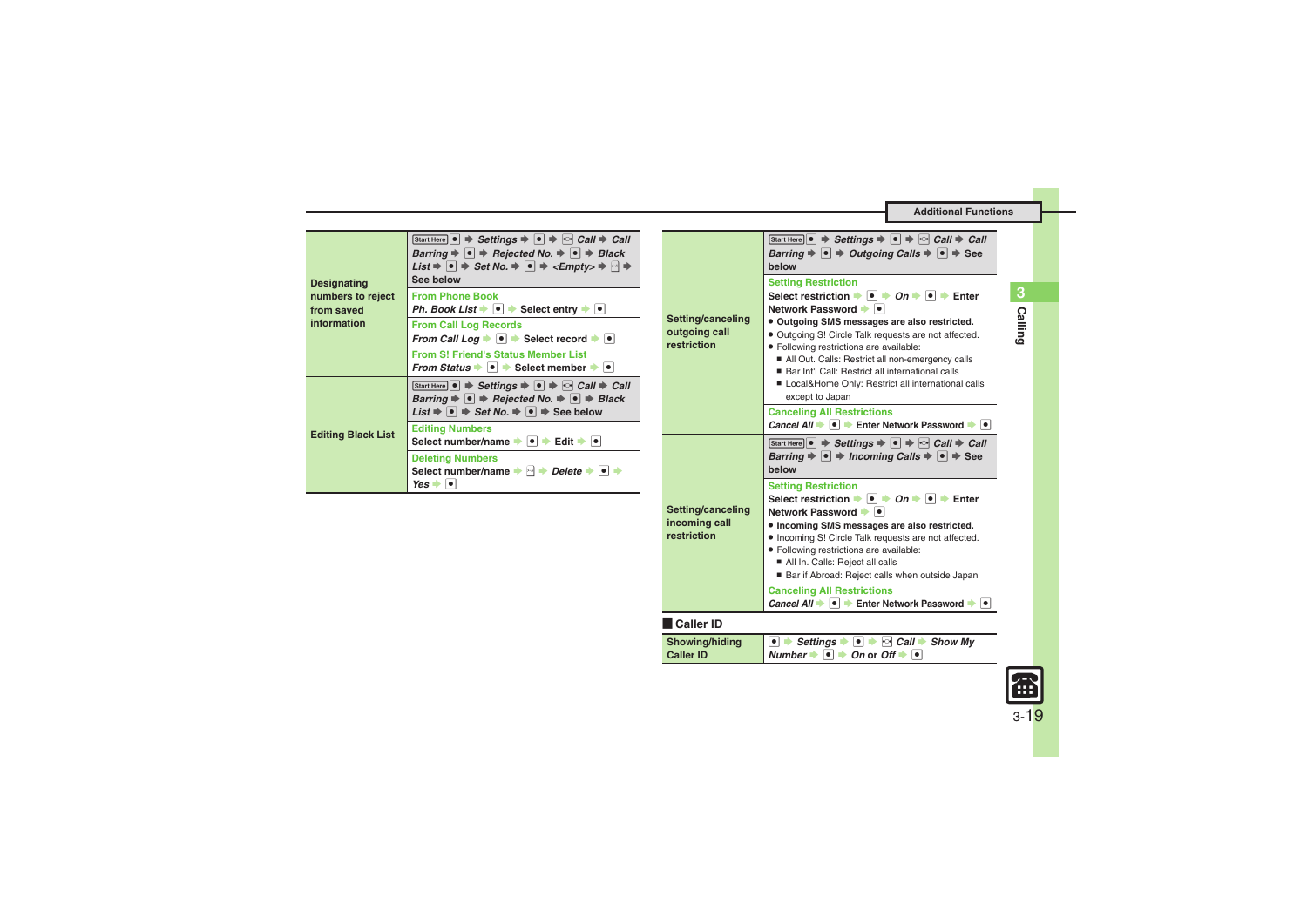| | |
|---|---|
| **Designating numbers to reject from saved information** | Start Here ● ➡ *Settings* ➡ ● ➡ Call ➡ *Call Barring* ➡ ● ➡ *Rejected No.* ➡ ● ➡ *Black List* ➡ ● ➡ *Set No.* ➡ ● ➡ *<Empty>* ➡ ➡ See below |
| | **From Phone Book**<br>*Ph. Book List* ➡ ● ➡ Select entry ➡ ● |
| | **From Call Log Records**<br>*From Call Log* ➡ ● ➡ Select record ➡ ● |
| | **From S! Friend's Status Member List**<br>*From Status* ➡ ● ➡ Select member ➡ ● |
| **Editing Black List** | Start Here ● ➡ *Settings* ➡ ● ➡ Call ➡ *Call Barring* ➡ ● ➡ *Rejected No.* ➡ ● ➡ *Black List* ➡ ● ➡ *Set No.* ➡ ● ➡ See below |
| | **Editing Numbers**<br>Select number/name ➡ ● ➡ Edit ➡ ● |
| | **Deleting Numbers**<br>Select number/name ➡ ➡ *Delete* ➡ ● ➡ *Yes* ➡ ● |

| | |
|---|---|
| **Setting/canceling outgoing call restriction** | Start Here ● ➡ *Settings* ➡ ● ➡ Call ➡ *Call Barring* ➡ ● ➡ *Outgoing Calls* ➡ ● ➡ See below |
| | **Setting Restriction**<br>Select restriction ➡ ● ➡ *On* ➡ ● ➡ Enter Network Password ➡ ●<br>● **Outgoing SMS messages are also restricted.**<br>● Outgoing S! Circle Talk requests are not affected.<br>● Following restrictions are available:<br>■ All Out. Calls: Restrict all non-emergency calls<br>■ Bar Int'l Call: Restrict all international calls<br>■ Local&Home Only: Restrict all international calls except to Japan |
| | **Canceling All Restrictions**<br>*Cancel All* ➡ ● ➡ Enter Network Password ➡ ● |
| **Setting/canceling incoming call restriction** | Start Here ● ➡ *Settings* ➡ ● ➡ Call ➡ *Call Barring* ➡ ● ➡ *Incoming Calls* ➡ ● ➡ See below |
| | **Setting Restriction**<br>Select restriction ➡ ● ➡ *On* ➡ ● ➡ Enter Network Password ➡ ●<br>● **Incoming SMS messages are also restricted.**<br>● Incoming S! Circle Talk requests are not affected.<br>● Following restrictions are available:<br>■ All In. Calls: Reject all calls<br>■ Bar if Abroad: Reject calls when outside Japan |
| | **Canceling All Restrictions**<br>*Cancel All* ➡ ● ➡ Enter Network Password ➡ ● |

## Caller ID

| | |
|---|---|
| **Showing/hiding Caller ID** | ● ➡ *Settings* ➡ ● ➡ Call ➡ *Show My Number* ➡ ● ➡ *On* or *Off* ➡ ● |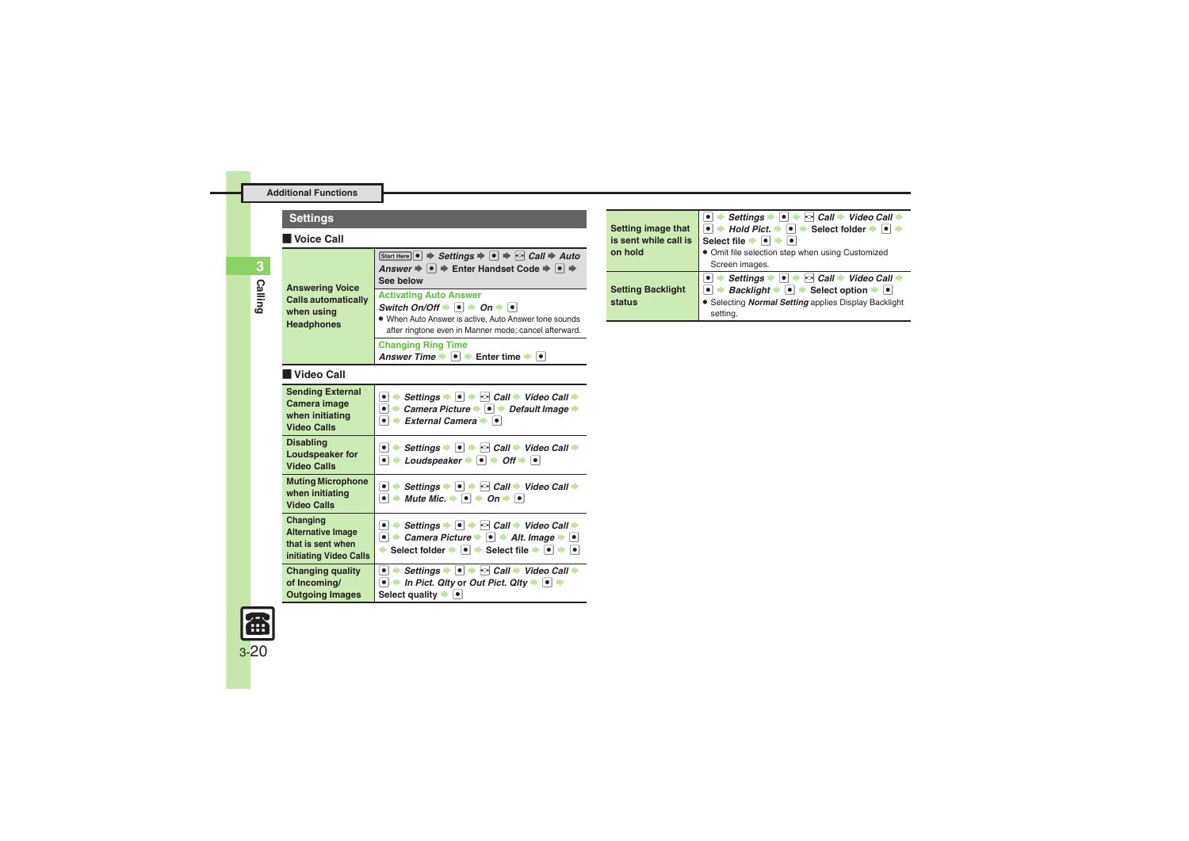## Additional Functions

### Settings

#### Voice Call

| | |
|---|---|
| Answering Voice Calls automatically when using Headphones | Start Here ● ➡ *Settings* ➡ ● ➡ Call ➡ *Auto Answer* ➡ ● ➡ Enter Handset Code ➡ ● ➡ See below |
| | **Activating Auto Answer**<br>*Switch On/Off* ➡ ● ➡ *On* ➡ ●<br>● When Auto Answer is active, Auto Answer tone sounds after ringtone even in Manner mode; cancel afterward. |
| | **Changing Ring Time**<br>*Answer Time* ➡ ● ➡ Enter time ➡ ● |

#### Video Call

| | |
|---|---|
| Sending External Camera image when initiating Video Calls | ● ➡ *Settings* ➡ ● ➡ Call ➡ *Video Call* ➡ ● ➡ *Camera Picture* ➡ ● ➡ *Default Image* ➡ ● ➡ *External Camera* ➡ ● |
| Disabling Loudspeaker for Video Calls | ● ➡ *Settings* ➡ ● ➡ Call ➡ *Video Call* ➡ ● ➡ *Loudspeaker* ➡ ● ➡ *Off* ➡ ● |
| Muting Microphone when initiating Video Calls | ● ➡ *Settings* ➡ ● ➡ Call ➡ *Video Call* ➡ ● ➡ *Mute Mic.* ➡ ● ➡ *On* ➡ ● |
| Changing Alternative Image that is sent when initiating Video Calls | ● ➡ *Settings* ➡ ● ➡ Call ➡ *Video Call* ➡ ● ➡ *Camera Picture* ➡ ● ➡ *Alt. Image* ➡ ● ➡ Select folder ➡ ● ➡ Select file ➡ ● ➡ ● |
| Changing quality of Incoming/ Outgoing Images | ● ➡ *Settings* ➡ ● ➡ Call ➡ *Video Call* ➡ ● ➡ *In Pict. Qlty* or *Out Pict. Qlty* ➡ ● ➡ Select quality ➡ ● |
| Setting image that is sent while call is on hold | ● ➡ *Settings* ➡ ● ➡ Call ➡ *Video Call* ➡ ● ➡ *Hold Pict.* ➡ ● ➡ Select folder ➡ ● ➡ Select file ➡ ● ➡ ●<br>● Omit file selection step when using Customized Screen images. |
| Setting Backlight status | ● ➡ *Settings* ➡ ● ➡ Call ➡ *Video Call* ➡ ● ➡ *Backlight* ➡ ● ➡ Select option ➡ ●<br>● Selecting *Normal Setting* applies Display Backlight setting. |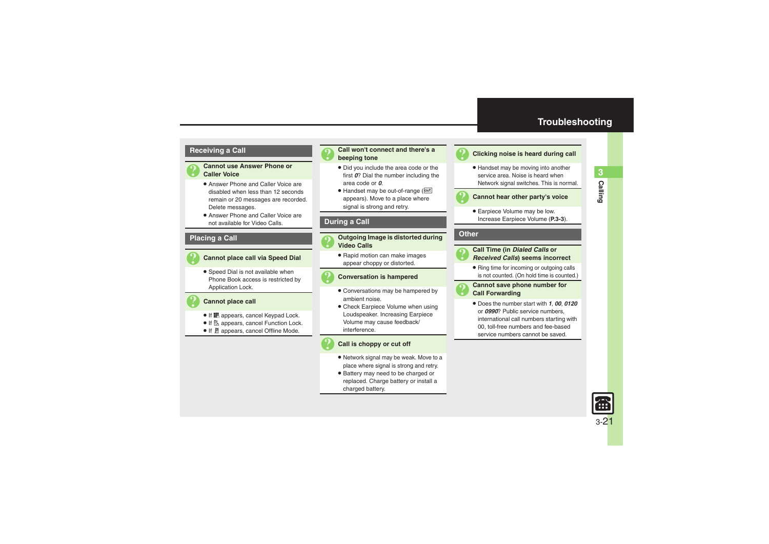# Troubleshooting

## Receiving a Call

### Cannot use Answer Phone or Caller Voice

- Answer Phone and Caller Voice are disabled when less than 12 seconds remain or 20 messages are recorded. Delete messages.
- Answer Phone and Caller Voice are not available for Video Calls.

## Placing a Call

### Cannot place call via Speed Dial

- Speed Dial is not available when Phone Book access is restricted by Application Lock.

### Cannot place call

- If  appears, cancel Keypad Lock.
- If  appears, cancel Function Lock.
- If  appears, cancel Offline Mode.

### Call won't connect and there's a beeping tone

- Did you include the area code or the first *0*? Dial the number including the area code or *0*.
- Handset may be out-of-range (out appears). Move to a place where signal is strong and retry.

## During a Call

### Outgoing Image is distorted during Video Calls

- Rapid motion can make images appear choppy or distorted.

### Conversation is hampered

- Conversations may be hampered by ambient noise.
- Check Earpiece Volume when using Loudspeaker. Increasing Earpiece Volume may cause feedback/ interference.

### Call is choppy or cut off

- Network signal may be weak. Move to a place where signal is strong and retry.
- Battery may need to be charged or replaced. Charge battery or install a charged battery.

### Clicking noise is heard during call

- Handset may be moving into another service area. Noise is heard when Network signal switches. This is normal.

### Cannot hear other party's voice

- Earpiece Volume may be low. Increase Earpiece Volume (**P.3-3**).

## Other

### Call Time (in *Dialed Calls* or *Received Calls*) seems incorrect

- Ring time for incoming or outgoing calls is not counted. (On hold time is counted.)

### Cannot save phone number for Call Forwarding

- Does the number start with *1*, *00*, *0120* or *0990*? Public service numbers, international call numbers starting with 00, toll-free numbers and fee-based service numbers cannot be saved.